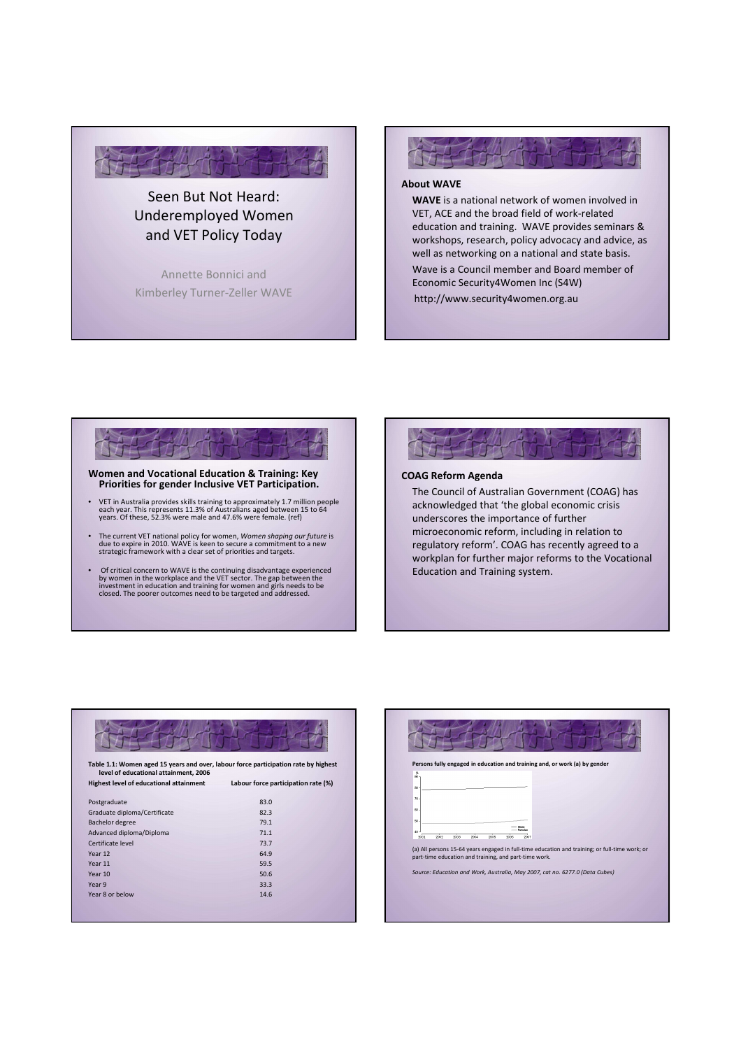# Seen But Not Heard: Underemployed Women and VET Policy Today

Annette Bonnici and
Kimberley Turner-Zeller WAVE

## About WAVE

**WAVE** is a national network of women involved in VET, ACE and the broad field of work-related education and training. WAVE provides seminars & workshops, research, policy advocacy and advice, as well as networking on a national and state basis.

Wave is a Council member and Board member of Economic Security4Women Inc (S4W)

http://www.security4women.org.au

## Women and Vocational Education & Training: Key Priorities for gender Inclusive VET Participation.

- VET in Australia provides skills training to approximately 1.7 million people each year. This represents 11.3% of Australians aged between 15 to 64 years. Of these, 52.3% were male and 47.6% were female. (ref)
- The current VET national policy for women, *Women shaping our future* is due to expire in 2010. WAVE is keen to secure a commitment to a new strategic framework with a clear set of priorities and targets.
- Of critical concern to WAVE is the continuing disadvantage experienced by women in the workplace and the VET sector. The gap between the investment in education and training for women and girls needs to be closed. The poorer outcomes need to be targeted and addressed.

## COAG Reform Agenda

The Council of Australian Government (COAG) has acknowledged that 'the global economic crisis underscores the importance of further microeconomic reform, including in relation to regulatory reform'. COAG has recently agreed to a workplan for further major reforms to the Vocational Education and Training system.

**Table 1.1: Women aged 15 years and over, labour force participation rate by highest level of educational attainment, 2006**

| Highest level of educational attainment | Labour force participation rate (%) |
|---|---|
| Postgraduate | 83.0 |
| Graduate diploma/Certificate | 82.3 |
| Bachelor degree | 79.1 |
| Advanced diploma/Diploma | 71.1 |
| Certificate level | 73.7 |
| Year 12 | 64.9 |
| Year 11 | 59.5 |
| Year 10 | 50.6 |
| Year 9 | 33.3 |
| Year 8 or below | 14.6 |

**Persons fully engaged in education and training and, or work (a) by gender**

(a) All persons 15-64 years engaged in full-time education and training; or full-time work; or part-time education and training, and part-time work.

*Source: Education and Work, Australia, May 2007, cat no. 6277.0 (Data Cubes)*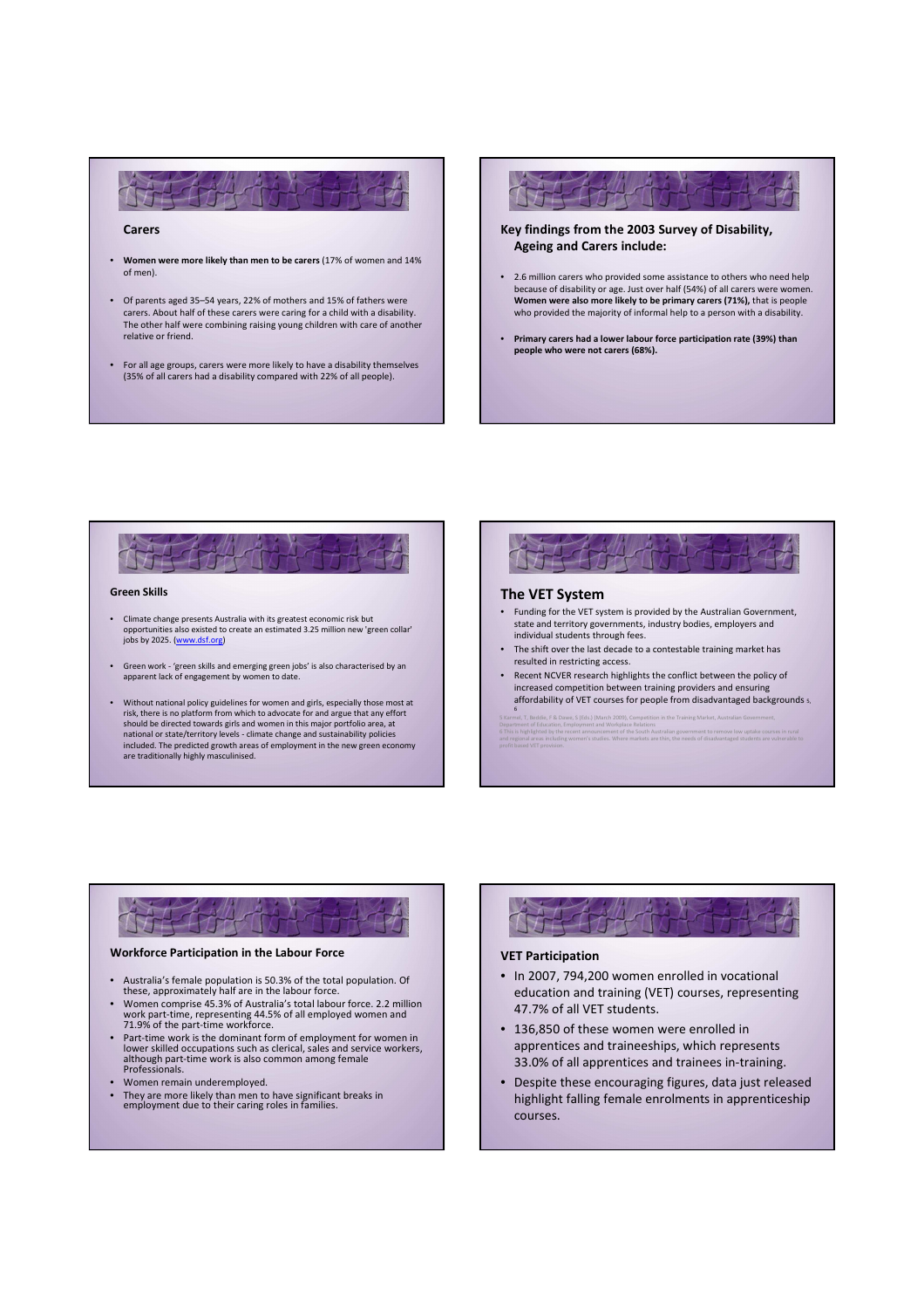## Carers

- **Women were more likely than men to be carers** (17% of women and 14% of men).
- Of parents aged 35–54 years, 22% of mothers and 15% of fathers were carers. About half of these carers were caring for a child with a disability. The other half were combining raising young children with care of another relative or friend.
- For all age groups, carers were more likely to have a disability themselves (35% of all carers had a disability compared with 22% of all people).

## Key findings from the 2003 Survey of Disability, Ageing and Carers include:

- 2.6 million carers who provided some assistance to others who need help because of disability or age. Just over half (54%) of all carers were women. **Women were also more likely to be primary carers (71%),** that is people who provided the majority of informal help to a person with a disability.
- **Primary carers had a lower labour force participation rate (39%) than people who were not carers (68%).**

## Green Skills

- Climate change presents Australia with its greatest economic risk but opportunities also existed to create an estimated 3.25 million new 'green collar' jobs by 2025. (www.dsf.org)
- Green work - 'green skills and emerging green jobs' is also characterised by an apparent lack of engagement by women to date.
- Without national policy guidelines for women and girls, especially those most at risk, there is no platform from which to advocate for and argue that any effort should be directed towards girls and women in this major portfolio area, at national or state/territory levels - climate change and sustainability policies included. The predicted growth areas of employment in the new green economy are traditionally highly masculinised.

## The VET System

- Funding for the VET system is provided by the Australian Government, state and territory governments, industry bodies, employers and individual students through fees.
- The shift over the last decade to a contestable training market has resulted in restricting access.
- Recent NCVER research highlights the conflict between the policy of increased competition between training providers and ensuring affordability of VET courses for people from disadvantaged backgrounds [5, 6]

5 Karmel, T, Beddie, F & Dawe, S (Eds.) (March 2009), Competition in the Training Market, Australian Government, Department of Education, Employment and Workplace Relations
6 This is highlighted by the recent announcement of the South Australian government to remove low uptake courses in rural and regional areas including women's studies. Where markets are thin, the needs of disadvantaged students are vulnerable to profit based VET provision.

## Workforce Participation in the Labour Force

- Australia's female population is 50.3% of the total population. Of these, approximately half are in the labour force.
- Women comprise 45.3% of Australia's total labour force. 2.2 million work part-time, representing 44.5% of all employed women and 71.9% of the part-time workforce.
- Part-time work is the dominant form of employment for women in lower skilled occupations such as clerical, sales and service workers, although part-time work is also common among female Professionals.
- Women remain underemployed.
- They are more likely than men to have significant breaks in employment due to their caring roles in families.

## VET Participation

- In 2007, 794,200 women enrolled in vocational education and training (VET) courses, representing 47.7% of all VET students.
- 136,850 of these women were enrolled in apprentices and traineeships, which represents 33.0% of all apprentices and trainees in-training.
- Despite these encouraging figures, data just released highlight falling female enrolments in apprenticeship courses.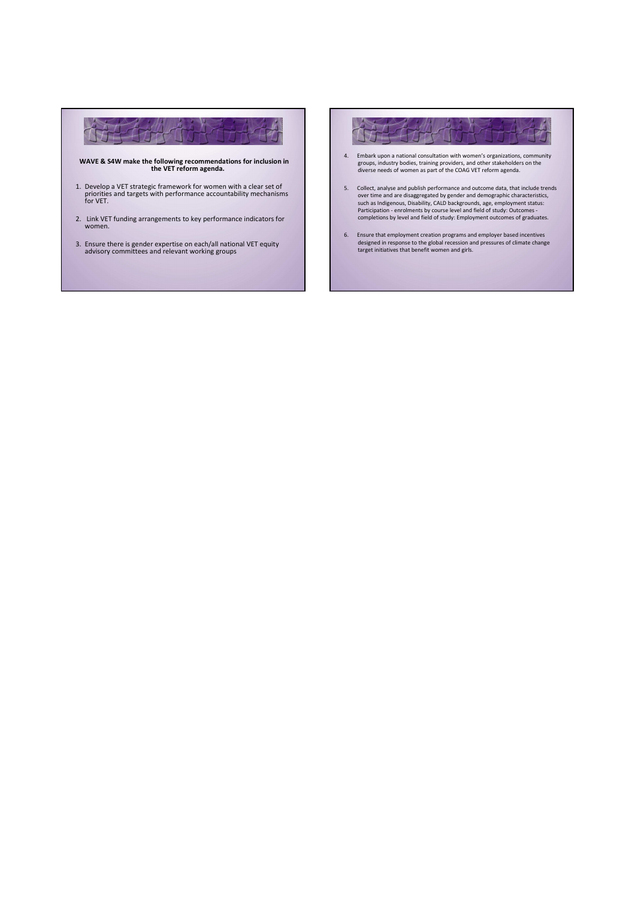**WAVE & S4W make the following recommendations for inclusion in the VET reform agenda.**

1. Develop a VET strategic framework for women with a clear set of priorities and targets with performance accountability mechanisms for VET.

2. Link VET funding arrangements to key performance indicators for women.

3. Ensure there is gender expertise on each/all national VET equity advisory committees and relevant working groups

4. Embark upon a national consultation with women's organizations, community groups, industry bodies, training providers, and other stakeholders on the diverse needs of women as part of the COAG VET reform agenda.

5. Collect, analyse and publish performance and outcome data, that include trends over time and are disaggregated by gender and demographic characteristics, such as Indigenous, Disability, CALD backgrounds, age, employment status: Participation - enrolments by course level and field of study: Outcomes - completions by level and field of study: Employment outcomes of graduates.

6. Ensure that employment creation programs and employer based incentives designed in response to the global recession and pressures of climate change target initiatives that benefit women and girls.